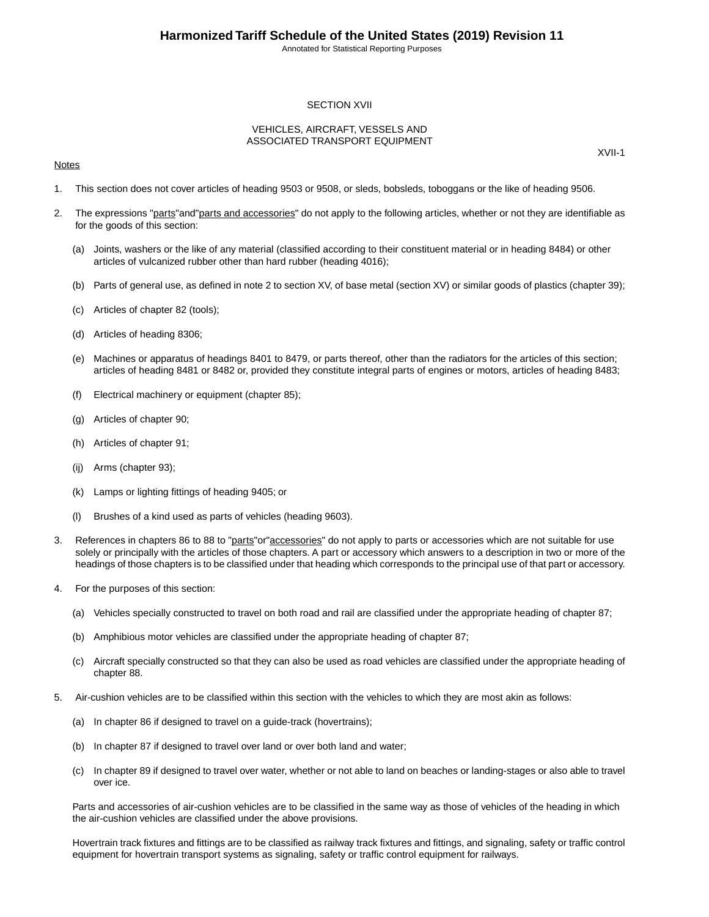# SECTION XVII

## VEHICLES, AIRCRAFT, VESSELS AND ASSOCIATED TRANSPORT EQUIPMENT

Notes

1. This section does not cover articles of heading 9503 or 9508, or sleds, bobsleds, toboggans or the like of heading 9506.

2. The expressions "parts" and "parts and accessories" do not apply to the following articles, whether or not they are identifiable as for the goods of this section:

   (a) Joints, washers or the like of any material (classified according to their constituent material or in heading 8484) or other articles of vulcanized rubber other than hard rubber (heading 4016);

   (b) Parts of general use, as defined in note 2 to section XV, of base metal (section XV) or similar goods of plastics (chapter 39);

   (c) Articles of chapter 82 (tools);

   (d) Articles of heading 8306;

   (e) Machines or apparatus of headings 8401 to 8479, or parts thereof, other than the radiators for the articles of this section; articles of heading 8481 or 8482 or, provided they constitute integral parts of engines or motors, articles of heading 8483;

   (f) Electrical machinery or equipment (chapter 85);

   (g) Articles of chapter 90;

   (h) Articles of chapter 91;

   (ij) Arms (chapter 93);

   (k) Lamps or lighting fittings of heading 9405; or

   (l) Brushes of a kind used as parts of vehicles (heading 9603).

3. References in chapters 86 to 88 to "parts" or "accessories" do not apply to parts or accessories which are not suitable for use solely or principally with the articles of those chapters. A part or accessory which answers to a description in two or more of the headings of those chapters is to be classified under that heading which corresponds to the principal use of that part or accessory.

4. For the purposes of this section:

   (a) Vehicles specially constructed to travel on both road and rail are classified under the appropriate heading of chapter 87;

   (b) Amphibious motor vehicles are classified under the appropriate heading of chapter 87;

   (c) Aircraft specially constructed so that they can also be used as road vehicles are classified under the appropriate heading of chapter 88.

5. Air-cushion vehicles are to be classified within this section with the vehicles to which they are most akin as follows:

   (a) In chapter 86 if designed to travel on a guide-track (hovertrains);

   (b) In chapter 87 if designed to travel over land or over both land and water;

   (c) In chapter 89 if designed to travel over water, whether or not able to land on beaches or landing-stages or also able to travel over ice.

   Parts and accessories of air-cushion vehicles are to be classified in the same way as those of vehicles of the heading in which the air-cushion vehicles are classified under the above provisions.

   Hovertrain track fixtures and fittings are to be classified as railway track fixtures and fittings, and signaling, safety or traffic control equipment for hovertrain transport systems as signaling, safety or traffic control equipment for railways.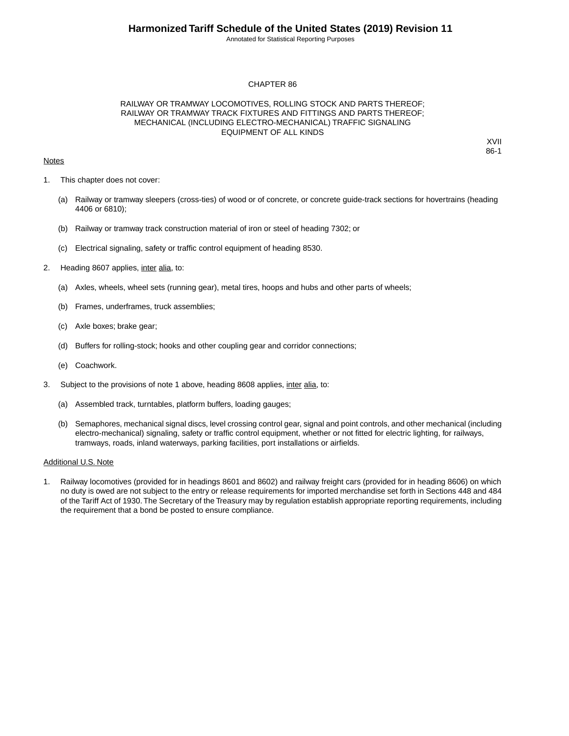# CHAPTER 86

## RAILWAY OR TRAMWAY LOCOMOTIVES, ROLLING STOCK AND PARTS THEREOF; RAILWAY OR TRAMWAY TRACK FIXTURES AND FITTINGS AND PARTS THEREOF; MECHANICAL (INCLUDING ELECTRO-MECHANICAL) TRAFFIC SIGNALING EQUIPMENT OF ALL KINDS

XVII
86-1

Notes

1. This chapter does not cover:

   (a) Railway or tramway sleepers (cross-ties) of wood or of concrete, or concrete guide-track sections for hovertrains (heading 4406 or 6810);

   (b) Railway or tramway track construction material of iron or steel of heading 7302; or

   (c) Electrical signaling, safety or traffic control equipment of heading 8530.

2. Heading 8607 applies, inter alia, to:

   (a) Axles, wheels, wheel sets (running gear), metal tires, hoops and hubs and other parts of wheels;

   (b) Frames, underframes, truck assemblies;

   (c) Axle boxes; brake gear;

   (d) Buffers for rolling-stock; hooks and other coupling gear and corridor connections;

   (e) Coachwork.

3. Subject to the provisions of note 1 above, heading 8608 applies, inter alia, to:

   (a) Assembled track, turntables, platform buffers, loading gauges;

   (b) Semaphores, mechanical signal discs, level crossing control gear, signal and point controls, and other mechanical (including electro-mechanical) signaling, safety or traffic control equipment, whether or not fitted for electric lighting, for railways, tramways, roads, inland waterways, parking facilities, port installations or airfields.

Additional U.S. Note

1. Railway locomotives (provided for in headings 8601 and 8602) and railway freight cars (provided for in heading 8606) on which no duty is owed are not subject to the entry or release requirements for imported merchandise set forth in Sections 448 and 484 of the Tariff Act of 1930. The Secretary of the Treasury may by regulation establish appropriate reporting requirements, including the requirement that a bond be posted to ensure compliance.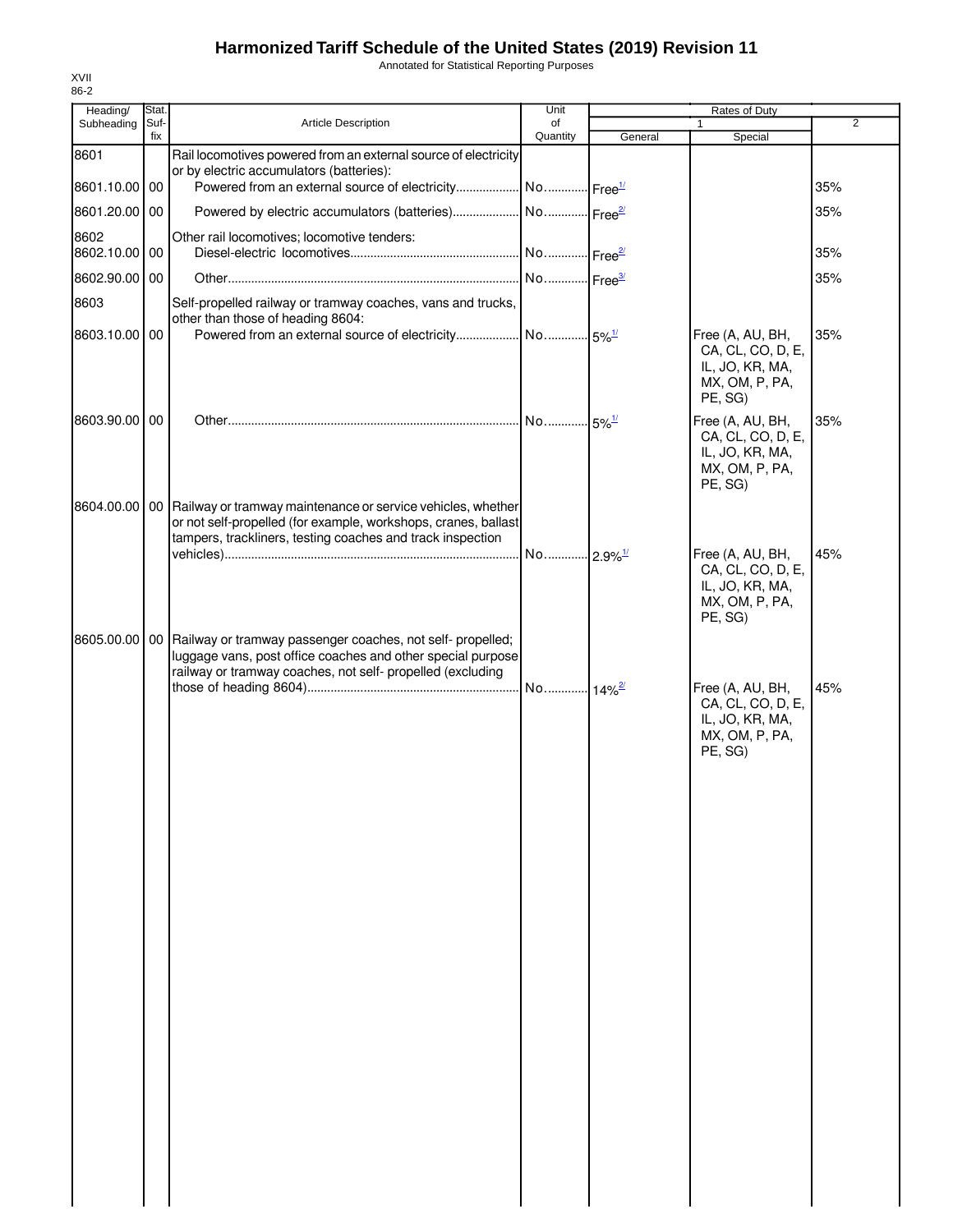# Harmonized Tariff Schedule of the United States (2019) Revision 11

Annotated for Statistical Reporting Purposes

XVII
86-2

| Heading/ Subheading | Stat. Suf- fix | Article Description | Unit of Quantity | Rates of Duty | | |
|---|---|---|---|---|---|---|
| | | | | 1 | | 2 |
| | | | | General | Special | |
| 8601 | | Rail locomotives powered from an external source of electricity or by electric accumulators (batteries): | | | | |
| 8601.10.00 | 00 | Powered from an external source of electricity | No. | Free[1/] | | 35% |
| 8601.20.00 | 00 | Powered by electric accumulators (batteries) | No. | Free[2/] | | 35% |
| 8602 | | Other rail locomotives; locomotive tenders: | | | | |
| 8602.10.00 | 00 | Diesel-electric locomotives | No. | Free[2/] | | 35% |
| 8602.90.00 | 00 | Other | No. | Free[3/] | | 35% |
| 8603 | | Self-propelled railway or tramway coaches, vans and trucks, other than those of heading 8604: | | | | |
| 8603.10.00 | 00 | Powered from an external source of electricity | No. | 5%[1/] | Free (A, AU, BH, CA, CL, CO, D, E, IL, JO, KR, MA, MX, OM, P, PA, PE, SG) | 35% |
| 8603.90.00 | 00 | Other | No. | 5%[1/] | Free (A, AU, BH, CA, CL, CO, D, E, IL, JO, KR, MA, MX, OM, P, PA, PE, SG) | 35% |
| 8604.00.00 | 00 | Railway or tramway maintenance or service vehicles, whether or not self-propelled (for example, workshops, cranes, ballast tampers, trackliners, testing coaches and track inspection vehicles) | No. | 2.9%[1/] | Free (A, AU, BH, CA, CL, CO, D, E, IL, JO, KR, MA, MX, OM, P, PA, PE, SG) | 45% |
| 8605.00.00 | 00 | Railway or tramway passenger coaches, not self- propelled; luggage vans, post office coaches and other special purpose railway or tramway coaches, not self- propelled (excluding those of heading 8604) | No. | 14%[2/] | Free (A, AU, BH, CA, CL, CO, D, E, IL, JO, KR, MA, MX, OM, P, PA, PE, SG) | 45% |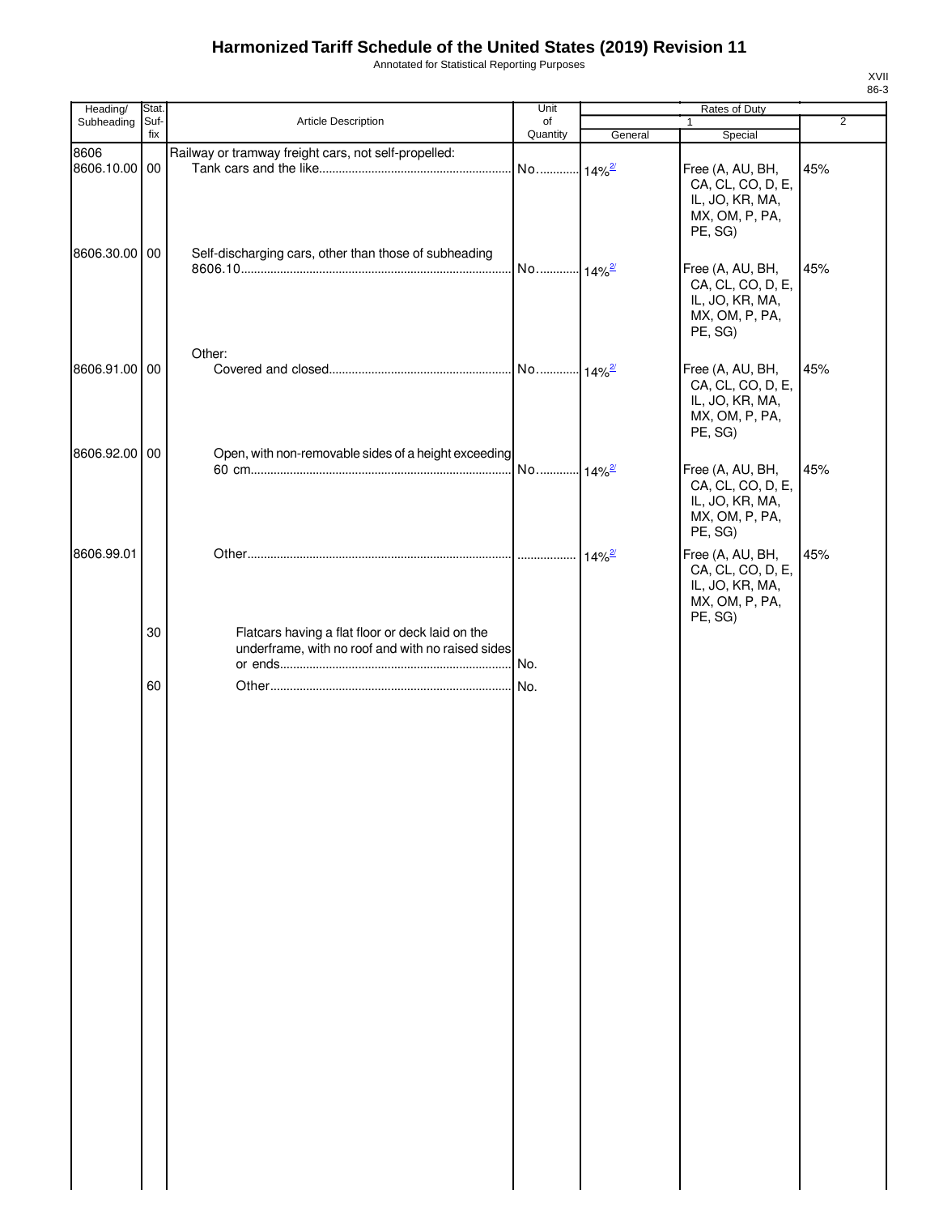# Harmonized Tariff Schedule of the United States (2019) Revision 11

Annotated for Statistical Reporting Purposes

XVII
86-3

| Heading/ Subheading | Stat. Suf- fix | Article Description | Unit of Quantity | Rates of Duty 1 General | Special | 2 |
|---|---|---|---|---|---|---|
| 8606 | | Railway or tramway freight cars, not self-propelled: | | | | |
| 8606.10.00 | 00 | Tank cars and the like | No. | 14%[2/] | Free (A, AU, BH, CA, CL, CO, D, E, IL, JO, KR, MA, MX, OM, P, PA, PE, SG) | 45% |
| 8606.30.00 | 00 | Self-discharging cars, other than those of subheading 8606.10 | No. | 14%[2/] | Free (A, AU, BH, CA, CL, CO, D, E, IL, JO, KR, MA, MX, OM, P, PA, PE, SG) | 45% |
| | | Other: | | | | |
| 8606.91.00 | 00 | Covered and closed | No. | 14%[2/] | Free (A, AU, BH, CA, CL, CO, D, E, IL, JO, KR, MA, MX, OM, P, PA, PE, SG) | 45% |
| 8606.92.00 | 00 | Open, with non-removable sides of a height exceeding 60 cm | No. | 14%[2/] | Free (A, AU, BH, CA, CL, CO, D, E, IL, JO, KR, MA, MX, OM, P, PA, PE, SG) | 45% |
| 8606.99.01 | | Other | | 14%[2/] | Free (A, AU, BH, CA, CL, CO, D, E, IL, JO, KR, MA, MX, OM, P, PA, PE, SG) | 45% |
| | 30 | Flatcars having a flat floor or deck laid on the underframe, with no roof and with no raised sides or ends | No. | | | |
| | 60 | Other | No. | | | |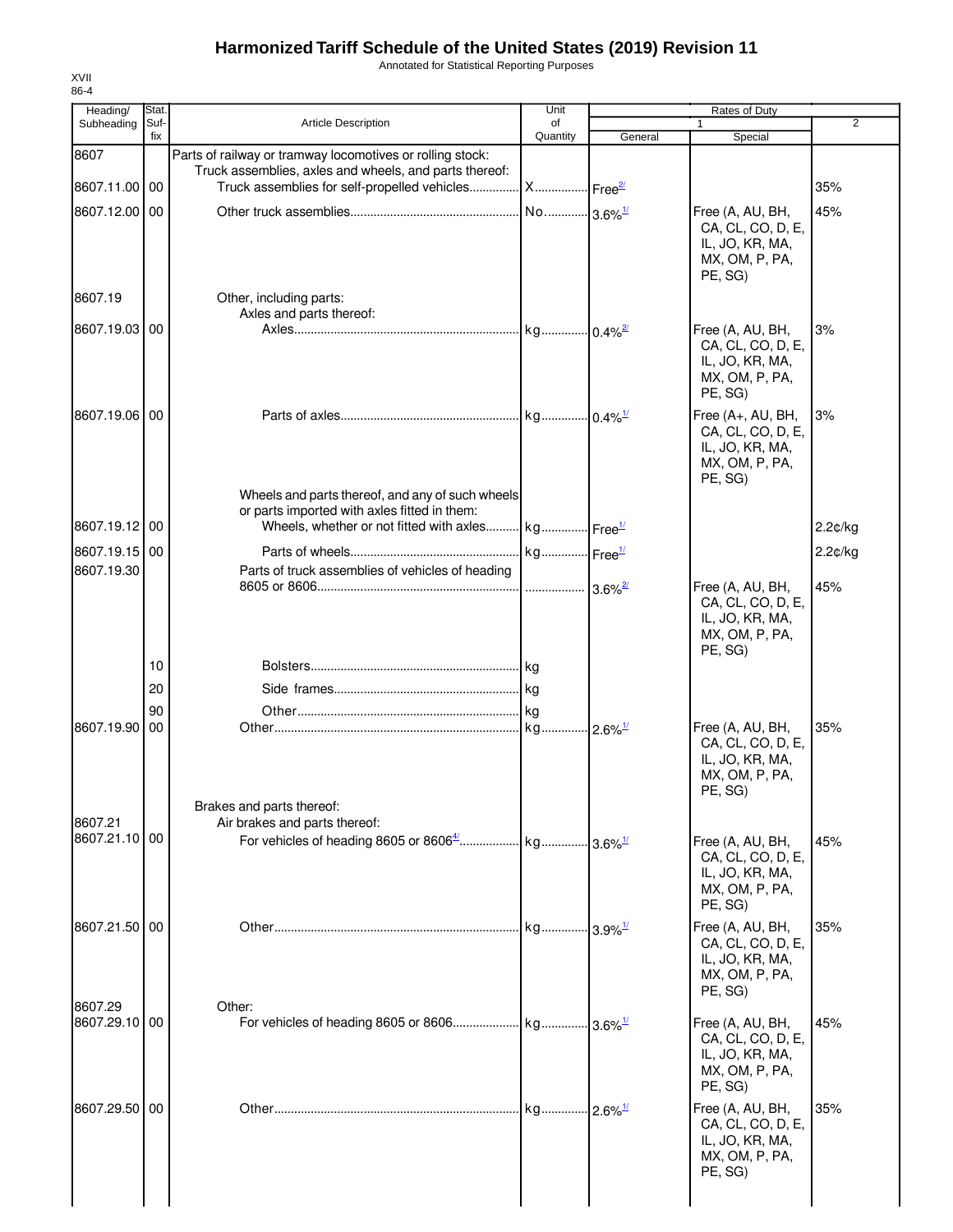# Harmonized Tariff Schedule of the United States (2019) Revision 11

Annotated for Statistical Reporting Purposes

XVII
86-4

| Heading/ Subheading | Stat. Suf- fix | Article Description | Unit of Quantity | Rates of Duty 1 General | Special | 2 |
|---|---|---|---|---|---|---|
| 8607 | | Parts of railway or tramway locomotives or rolling stock: | | | | |
| | | Truck assemblies, axles and wheels, and parts thereof: | | | | |
| 8607.11.00 | 00 | Truck assemblies for self-propelled vehicles | X | Free[2/] | | 35% |
| 8607.12.00 | 00 | Other truck assemblies | No. | 3.6%[1/] | Free (A, AU, BH, CA, CL, CO, D, E, IL, JO, KR, MA, MX, OM, P, PA, PE, SG) | 45% |
| 8607.19 | | Other, including parts: | | | | |
| | | Axles and parts thereof: | | | | |
| 8607.19.03 | 00 | Axles | kg | 0.4%[2/] | Free (A, AU, BH, CA, CL, CO, D, E, IL, JO, KR, MA, MX, OM, P, PA, PE, SG) | 3% |
| 8607.19.06 | 00 | Parts of axles | kg | 0.4%[1/] | Free (A+, AU, BH, CA, CL, CO, D, E, IL, JO, KR, MA, MX, OM, P, PA, PE, SG) | 3% |
| | | Wheels and parts thereof, and any of such wheels or parts imported with axles fitted in them: | | | | |
| 8607.19.12 | 00 | Wheels, whether or not fitted with axles | kg | Free[1/] | | 2.2¢/kg |
| 8607.19.15 | 00 | Parts of wheels | kg | Free[1/] | | 2.2¢/kg |
| 8607.19.30 | | Parts of truck assemblies of vehicles of heading 8605 or 8606 | | 3.6%[2/] | Free (A, AU, BH, CA, CL, CO, D, E, IL, JO, KR, MA, MX, OM, P, PA, PE, SG) | 45% |
| | 10 | Bolsters | kg | | | |
| | 20 | Side frames | kg | | | |
| | 90 | Other | kg | | | |
| 8607.19.90 | 00 | Other | kg | 2.6%[1/] | Free (A, AU, BH, CA, CL, CO, D, E, IL, JO, KR, MA, MX, OM, P, PA, PE, SG) | 35% |
| | | Brakes and parts thereof: | | | | |
| 8607.21 | | Air brakes and parts thereof: | | | | |
| 8607.21.10 | 00 | For vehicles of heading 8605 or 8606[4/] | kg | 3.6%[1/] | Free (A, AU, BH, CA, CL, CO, D, E, IL, JO, KR, MA, MX, OM, P, PA, PE, SG) | 45% |
| 8607.21.50 | 00 | Other | kg | 3.9%[1/] | Free (A, AU, BH, CA, CL, CO, D, E, IL, JO, KR, MA, MX, OM, P, PA, PE, SG) | 35% |
| 8607.29 | | Other: | | | | |
| 8607.29.10 | 00 | For vehicles of heading 8605 or 8606 | kg | 3.6%[1/] | Free (A, AU, BH, CA, CL, CO, D, E, IL, JO, KR, MA, MX, OM, P, PA, PE, SG) | 45% |
| 8607.29.50 | 00 | Other | kg | 2.6%[1/] | Free (A, AU, BH, CA, CL, CO, D, E, IL, JO, KR, MA, MX, OM, P, PA, PE, SG) | 35% |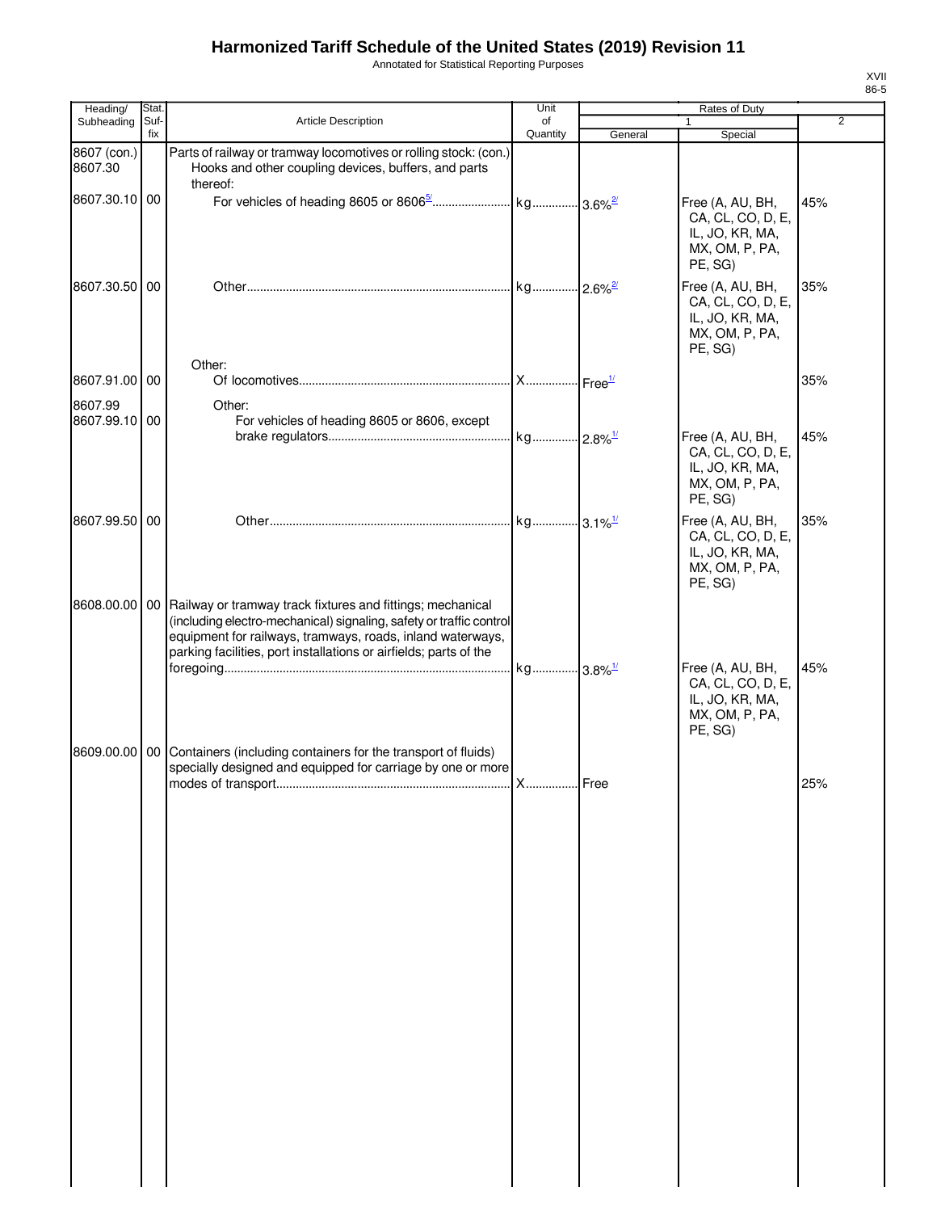# Harmonized Tariff Schedule of the United States (2019) Revision 11

Annotated for Statistical Reporting Purposes

XVII
86-5

| Heading/ Subheading | Stat. Suf- fix | Article Description | Unit of Quantity | Rates of Duty 1 General | Special | 2 |
|---|---|---|---|---|---|---|
| 8607 (con.) | | Parts of railway or tramway locomotives or rolling stock: (con.) | | | | |
| 8607.30 | | Hooks and other coupling devices, buffers, and parts thereof: | | | | |
| 8607.30.10 | 00 | For vehicles of heading 8605 or 8606[5/] | kg | 3.6%[2/] | Free (A, AU, BH, CA, CL, CO, D, E, IL, JO, KR, MA, MX, OM, P, PA, PE, SG) | 45% |
| 8607.30.50 | 00 | Other | kg | 2.6%[2/] | Free (A, AU, BH, CA, CL, CO, D, E, IL, JO, KR, MA, MX, OM, P, PA, PE, SG) | 35% |
| | | Other: | | | | |
| 8607.91.00 | 00 | Of locomotives | X | Free[1/] | | 35% |
| 8607.99 | | Other: | | | | |
| 8607.99.10 | 00 | For vehicles of heading 8605 or 8606, except brake regulators | kg | 2.8%[1/] | Free (A, AU, BH, CA, CL, CO, D, E, IL, JO, KR, MA, MX, OM, P, PA, PE, SG) | 45% |
| 8607.99.50 | 00 | Other | kg | 3.1%[1/] | Free (A, AU, BH, CA, CL, CO, D, E, IL, JO, KR, MA, MX, OM, P, PA, PE, SG) | 35% |
| 8608.00.00 | 00 | Railway or tramway track fixtures and fittings; mechanical (including electro-mechanical) signaling, safety or traffic control equipment for railways, tramways, roads, inland waterways, parking facilities, port installations or airfields; parts of the foregoing | kg | 3.8%[1/] | Free (A, AU, BH, CA, CL, CO, D, E, IL, JO, KR, MA, MX, OM, P, PA, PE, SG) | 45% |
| 8609.00.00 | 00 | Containers (including containers for the transport of fluids) specially designed and equipped for carriage by one or more modes of transport | X | Free | | 25% |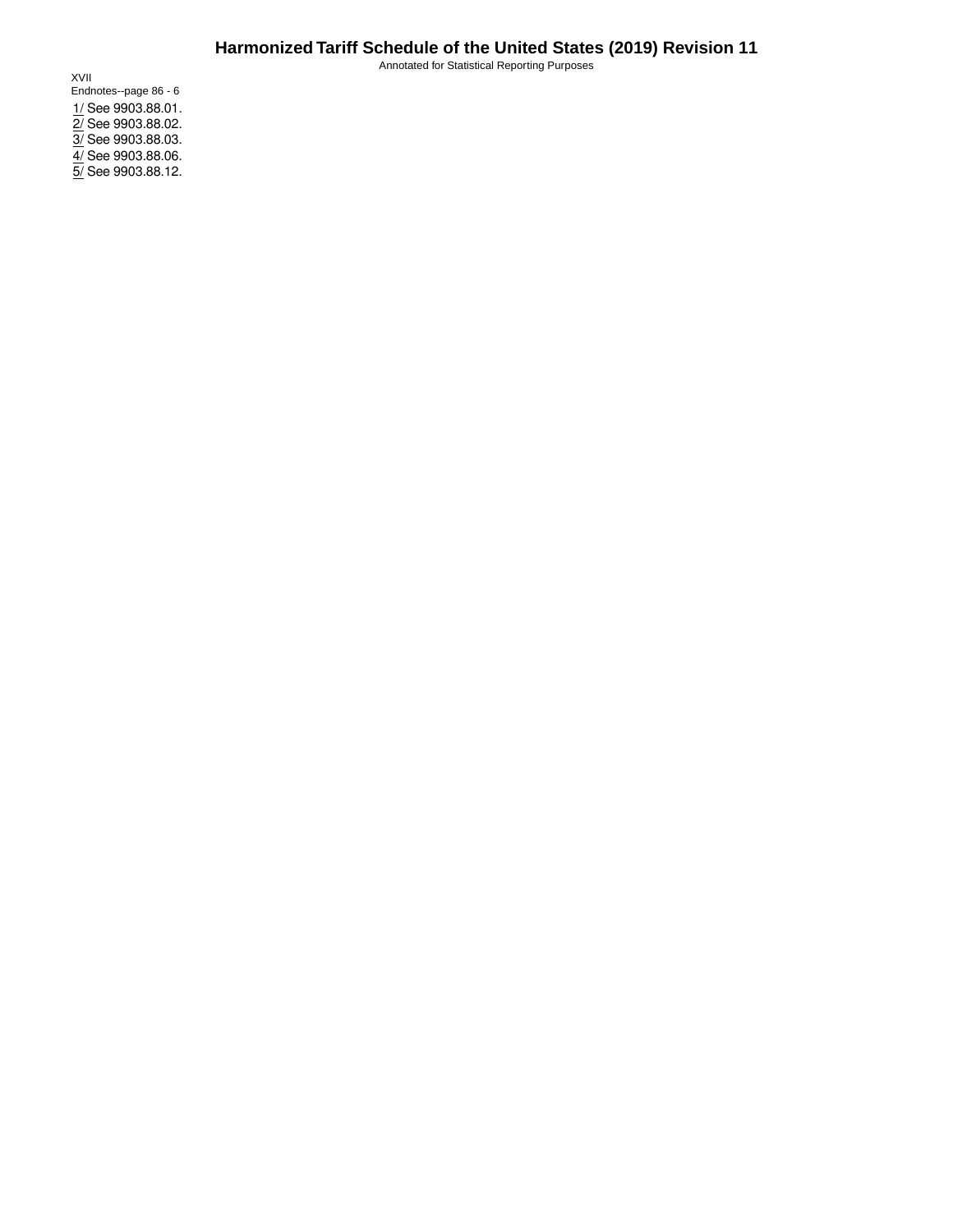XVII

Endnotes--page 86 - 6

1/ See 9903.88.01.

2/ See 9903.88.02.

3/ See 9903.88.03.

4/ See 9903.88.06.

5/ See 9903.88.12.